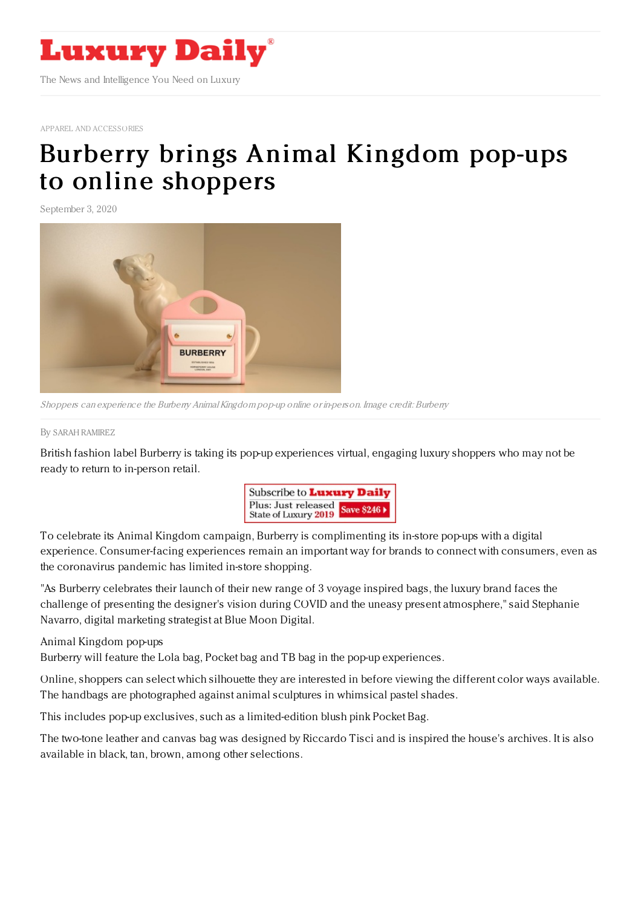Luxury Daily

The News and Intelligence You Need on Luxury

APPAREL AND ACCESSORIES

# Burberry brings Animal Kingdom pop-ups to online shoppers

September 3, 2020

*Shoppers can experience the Burberry Animal Kingdom pop-up online or in-person. Image credit: Burberry*

By SARAH RAMIREZ

British fashion label Burberry is taking its pop-up experiences virtual, engaging luxury shoppers who may not be ready to return to in-person retail.

Subscribe to Luxury Daily
Plus: Just released State of Luxury 2019 Save $246

To celebrate its Animal Kingdom campaign, Burberry is complimenting its in-store pop-ups with a digital experience. Consumer-facing experiences remain an important way for brands to connect with consumers, even as the coronavirus pandemic has limited in-store shopping.

"As Burberry celebrates their launch of their new range of 3 voyage inspired bags, the luxury brand faces the challenge of presenting the designer's vision during COVID and the uneasy present atmosphere," said Stephanie Navarro, digital marketing strategist at Blue Moon Digital.

Animal Kingdom pop-ups

Burberry will feature the Lola bag, Pocket bag and TB bag in the pop-up experiences.

Online, shoppers can select which silhouette they are interested in before viewing the different color ways available. The handbags are photographed against animal sculptures in whimsical pastel shades.

This includes pop-up exclusives, such as a limited-edition blush pink Pocket Bag.

The two-tone leather and canvas bag was designed by Riccardo Tisci and is inspired the house's archives. It is also available in black, tan, brown, among other selections.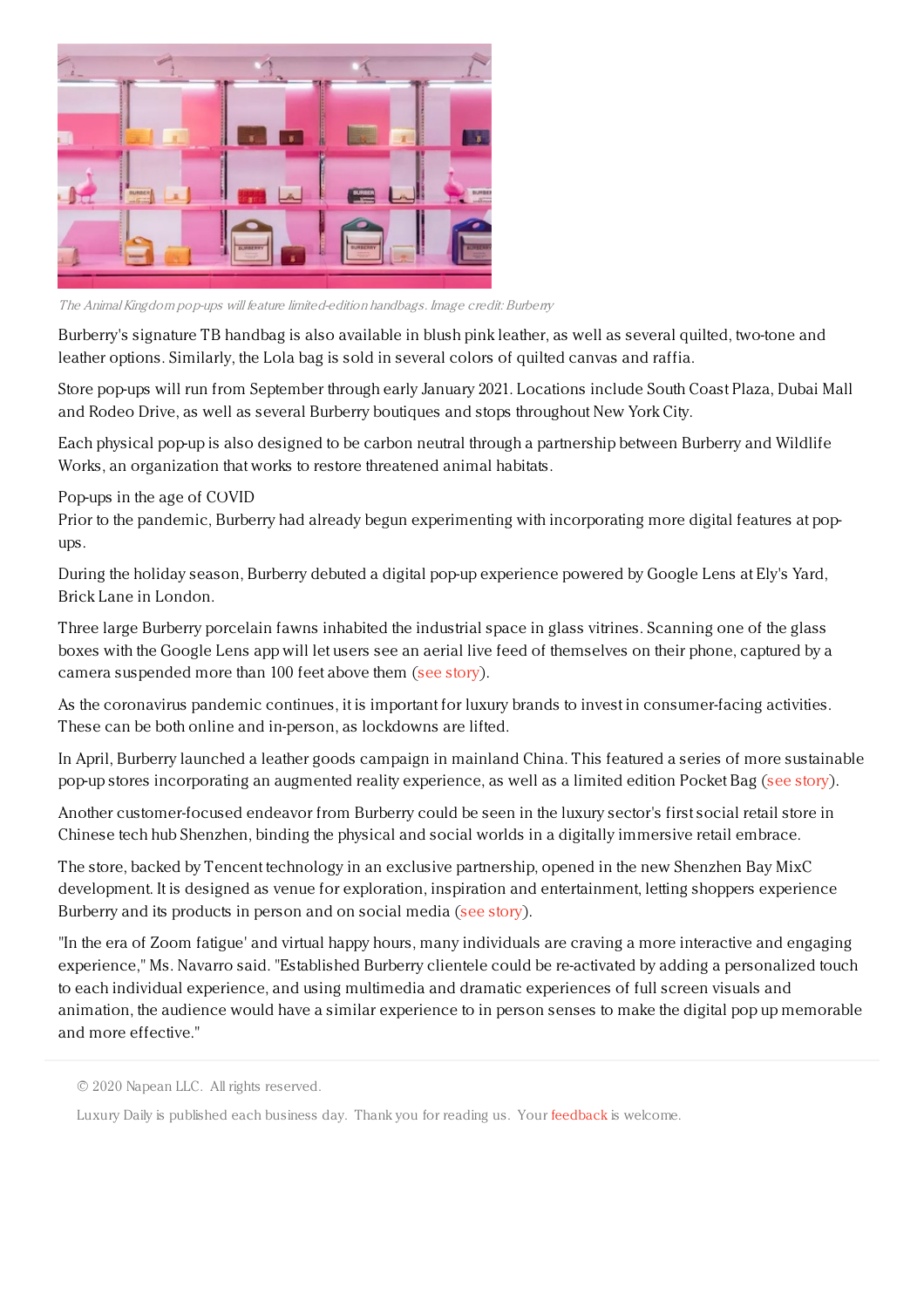*The Animal Kingdom pop-ups will feature limited-edition handbags. Image credit: Burberry*

Burberry's signature TB handbag is also available in blush pink leather, as well as several quilted, two-tone and leather options. Similarly, the Lola bag is sold in several colors of quilted canvas and raffia.

Store pop-ups will run from September through early January 2021. Locations include South Coast Plaza, Dubai Mall and Rodeo Drive, as well as several Burberry boutiques and stops throughout New York City.

Each physical pop-up is also designed to be carbon neutral through a partnership between Burberry and Wildlife Works, an organization that works to restore threatened animal habitats.

Pop-ups in the age of COVID

Prior to the pandemic, Burberry had already begun experimenting with incorporating more digital features at pop-ups.

During the holiday season, Burberry debuted a digital pop-up experience powered by Google Lens at Ely's Yard, Brick Lane in London.

Three large Burberry porcelain fawns inhabited the industrial space in glass vitrines. Scanning one of the glass boxes with the Google Lens app will let users see an aerial live feed of themselves on their phone, captured by a camera suspended more than 100 feet above them (see story).

As the coronavirus pandemic continues, it is important for luxury brands to invest in consumer-facing activities. These can be both online and in-person, as lockdowns are lifted.

In April, Burberry launched a leather goods campaign in mainland China. This featured a series of more sustainable pop-up stores incorporating an augmented reality experience, as well as a limited edition Pocket Bag (see story).

Another customer-focused endeavor from Burberry could be seen in the luxury sector's first social retail store in Chinese tech hub Shenzhen, binding the physical and social worlds in a digitally immersive retail embrace.

The store, backed by Tencent technology in an exclusive partnership, opened in the new Shenzhen Bay MixC development. It is designed as venue for exploration, inspiration and entertainment, letting shoppers experience Burberry and its products in person and on social media (see story).

"In the era of Zoom fatigue' and virtual happy hours, many individuals are craving a more interactive and engaging experience," Ms. Navarro said. "Established Burberry clientele could be re-activated by adding a personalized touch to each individual experience, and using multimedia and dramatic experiences of full screen visuals and animation, the audience would have a similar experience to in person senses to make the digital pop up memorable and more effective."

© 2020 Napean LLC. All rights reserved.

Luxury Daily is published each business day. Thank you for reading us. Your feedback is welcome.